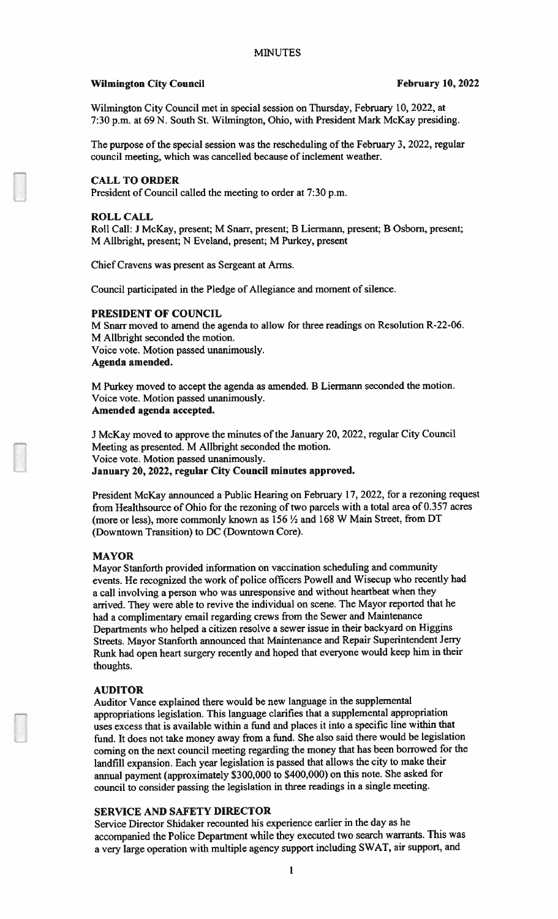# MINUTES

**Wilmington City Council** **February 10, 2022**

Wilmington City Council met in special session on Thursday, February 10, 2022, at 7:30 p.m. at 69 N. South St. Wilmington, Ohio, with President Mark McKay presiding.

The purpose of the special session was the rescheduling of the February 3, 2022, regular council meeting, which was cancelled because of inclement weather.

## CALL TO ORDER

President of Council called the meeting to order at 7:30 p.m.

## ROLL CALL

Roll Call: J McKay, present; M Snarr, present; B Liermann, present; B Osborn, present; M Allbright, present; N Eveland, present; M Purkey, present

Chief Cravens was present as Sergeant at Arms.

Council participated in the Pledge of Allegiance and moment of silence.

## PRESIDENT OF COUNCIL

M Snarr moved to amend the agenda to allow for three readings on Resolution R-22-06. M Allbright seconded the motion.
Voice vote. Motion passed unanimously.
**Agenda amended.**

M Purkey moved to accept the agenda as amended. B Liermann seconded the motion.
Voice vote. Motion passed unanimously.
**Amended agenda accepted.**

J McKay moved to approve the minutes of the January 20, 2022, regular City Council Meeting as presented. M Allbright seconded the motion.
Voice vote. Motion passed unanimously.
**January 20, 2022, regular City Council minutes approved.**

President McKay announced a Public Hearing on February 17, 2022, for a rezoning request from Healthsource of Ohio for the rezoning of two parcels with a total area of 0.357 acres (more or less), more commonly known as 156 ½ and 168 W Main Street, from DT (Downtown Transition) to DC (Downtown Core).

## MAYOR

Mayor Stanforth provided information on vaccination scheduling and community events. He recognized the work of police officers Powell and Wisecup who recently had a call involving a person who was unresponsive and without heartbeat when they arrived. They were able to revive the individual on scene. The Mayor reported that he had a complimentary email regarding crews from the Sewer and Maintenance Departments who helped a citizen resolve a sewer issue in their backyard on Higgins Streets. Mayor Stanforth announced that Maintenance and Repair Superintendent Jerry Runk had open heart surgery recently and hoped that everyone would keep him in their thoughts.

## AUDITOR

Auditor Vance explained there would be new language in the supplemental appropriations legislation. This language clarifies that a supplemental appropriation uses excess that is available within a fund and places it into a specific line within that fund. It does not take money away from a fund. She also said there would be legislation coming on the next council meeting regarding the money that has been borrowed for the landfill expansion. Each year legislation is passed that allows the city to make their annual payment (approximately $300,000 to $400,000) on this note. She asked for council to consider passing the legislation in three readings in a single meeting.

## SERVICE AND SAFETY DIRECTOR

Service Director Shidaker recounted his experience earlier in the day as he accompanied the Police Department while they executed two search warrants. This was a very large operation with multiple agency support including SWAT, air support, and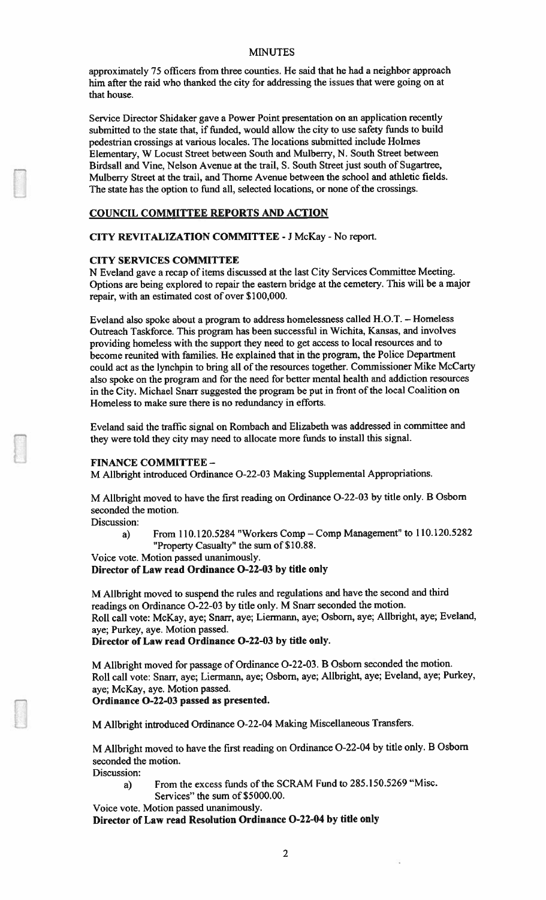approximately 75 officers from three counties. He said that he had a neighbor approach him after the raid who thanked the city for addressing the issues that were going on at that house.

Service Director Shidaker gave a Power Point presentation on an application recently submitted to the state that, if funded, would allow the city to use safety funds to build pedestrian crossings at various locales. The locations submitted include Holmes Elementary, W Locust Street between South and Mulberry, N. South Street between Birdsall and Vine, Nelson Avenue at the trail, S. South Street just south of Sugartree, Mulberry Street at the trail, and Thorne Avenue between the school and athletic fields. The state has the option to fund all, selected locations, or none of the crossings.

## COUNCIL COMMITTEE REPORTS AND ACTION

**CITY REVITALIZATION COMMITTEE** - J McKay - No report.

**CITY SERVICES COMMITTEE**

N Eveland gave a recap of items discussed at the last City Services Committee Meeting. Options are being explored to repair the eastern bridge at the cemetery. This will be a major repair, with an estimated cost of over $100,000.

Eveland also spoke about a program to address homelessness called H.O.T. – Homeless Outreach Taskforce. This program has been successful in Wichita, Kansas, and involves providing homeless with the support they need to get access to local resources and to become reunited with families. He explained that in the program, the Police Department could act as the lynchpin to bring all of the resources together. Commissioner Mike McCarty also spoke on the program and for the need for better mental health and addiction resources in the City. Michael Snarr suggested the program be put in front of the local Coalition on Homeless to make sure there is no redundancy in efforts.

Eveland said the traffic signal on Rombach and Elizabeth was addressed in committee and they were told they city may need to allocate more funds to install this signal.

**FINANCE COMMITTEE –**

M Allbright introduced Ordinance O-22-03 Making Supplemental Appropriations.

M Allbright moved to have the first reading on Ordinance O-22-03 by title only. B Osborn seconded the motion.

Discussion:

a) From 110.120.5284 "Workers Comp – Comp Management" to 110.120.5282 "Property Casualty" the sum of $10.88.

Voice vote. Motion passed unanimously.

**Director of Law read Ordinance O-22-03 by title only**

M Allbright moved to suspend the rules and regulations and have the second and third readings on Ordinance O-22-03 by title only. M Snarr seconded the motion.
Roll call vote: McKay, aye; Snarr, aye; Liermann, aye; Osborn, aye; Allbright, aye; Eveland, aye; Purkey, aye. Motion passed.

**Director of Law read Ordinance O-22-03 by title only.**

M Allbright moved for passage of Ordinance O-22-03. B Osborn seconded the motion.
Roll call vote: Snarr, aye; Liermann, aye; Osborn, aye; Allbright, aye; Eveland, aye; Purkey, aye; McKay, aye. Motion passed.

**Ordinance O-22-03 passed as presented.**

M Allbright introduced Ordinance O-22-04 Making Miscellaneous Transfers.

M Allbright moved to have the first reading on Ordinance O-22-04 by title only. B Osborn seconded the motion.

Discussion:

a) From the excess funds of the SCRAM Fund to 285.150.5269 "Misc. Services" the sum of $5000.00.

Voice vote. Motion passed unanimously.

**Director of Law read Resolution Ordinance O-22-04 by title only**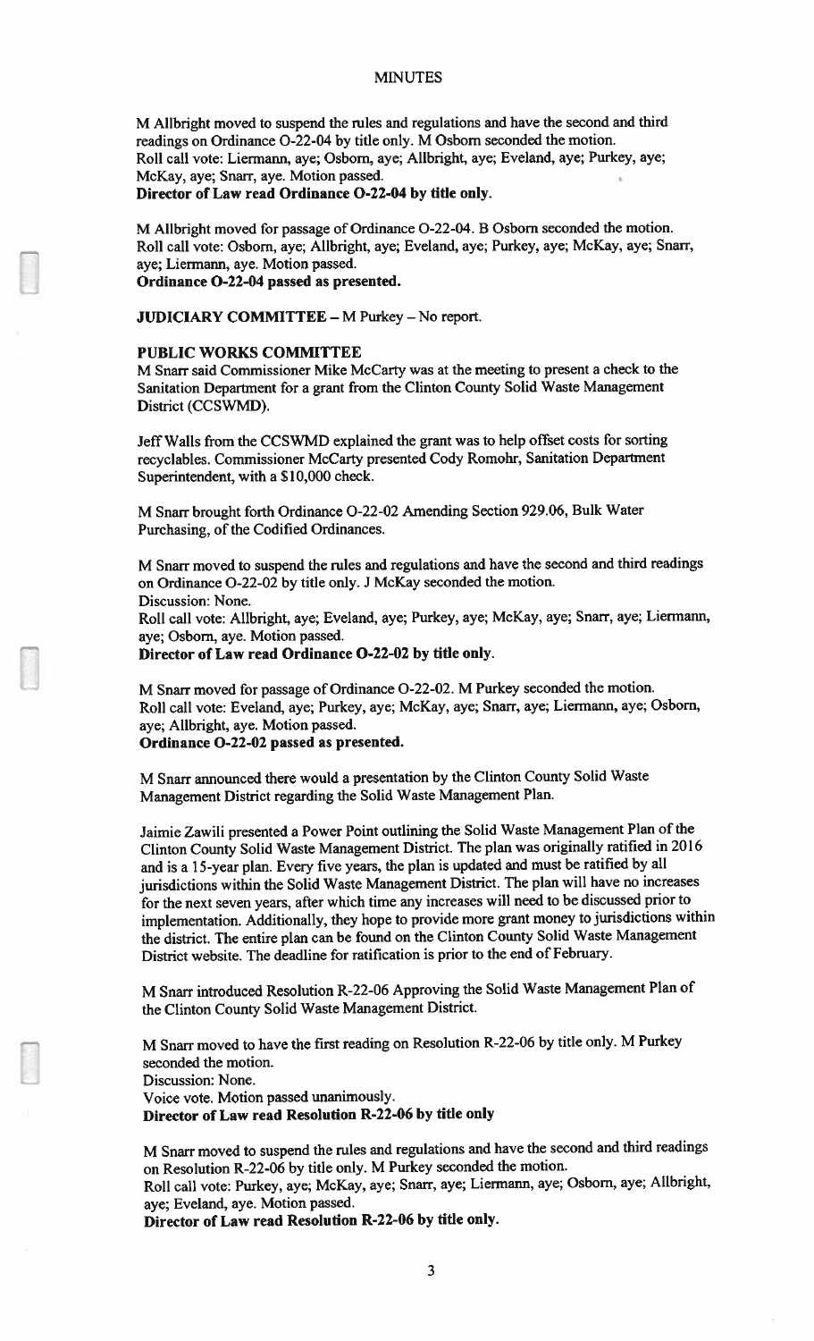M Allbright moved to suspend the rules and regulations and have the second and third readings on Ordinance O-22-04 by title only. M Osborn seconded the motion.
Roll call vote: Liermann, aye; Osborn, aye; Allbright, aye; Eveland, aye; Purkey, aye; McKay, aye; Snarr, aye. Motion passed.
**Director of Law read Ordinance O-22-04 by title only.**

M Allbright moved for passage of Ordinance O-22-04. B Osborn seconded the motion.
Roll call vote: Osborn, aye; Allbright, aye; Eveland, aye; Purkey, aye; McKay, aye; Snarr, aye; Liermann, aye. Motion passed.
**Ordinance O-22-04 passed as presented.**

**JUDICIARY COMMITTEE** – M Purkey – No report.

**PUBLIC WORKS COMMITTEE**
M Snarr said Commissioner Mike McCarty was at the meeting to present a check to the Sanitation Department for a grant from the Clinton County Solid Waste Management District (CCSWMD).

Jeff Walls from the CCSWMD explained the grant was to help offset costs for sorting recyclables. Commissioner McCarty presented Cody Romohr, Sanitation Department Superintendent, with a $10,000 check.

M Snarr brought forth Ordinance O-22-02 Amending Section 929.06, Bulk Water Purchasing, of the Codified Ordinances.

M Snarr moved to suspend the rules and regulations and have the second and third readings on Ordinance O-22-02 by title only. J McKay seconded the motion.
Discussion: None.
Roll call vote: Allbright, aye; Eveland, aye; Purkey, aye; McKay, aye; Snarr, aye; Liermann, aye; Osborn, aye. Motion passed.
**Director of Law read Ordinance O-22-02 by title only.**

M Snarr moved for passage of Ordinance O-22-02. M Purkey seconded the motion.
Roll call vote: Eveland, aye; Purkey, aye; McKay, aye; Snarr, aye; Liermann, aye; Osborn, aye; Allbright, aye. Motion passed.
**Ordinance O-22-02 passed as presented.**

M Snarr announced there would a presentation by the Clinton County Solid Waste Management District regarding the Solid Waste Management Plan.

Jaimie Zawili presented a Power Point outlining the Solid Waste Management Plan of the Clinton County Solid Waste Management District. The plan was originally ratified in 2016 and is a 15-year plan. Every five years, the plan is updated and must be ratified by all jurisdictions within the Solid Waste Management District. The plan will have no increases for the next seven years, after which time any increases will need to be discussed prior to implementation. Additionally, they hope to provide more grant money to jurisdictions within the district. The entire plan can be found on the Clinton County Solid Waste Management District website. The deadline for ratification is prior to the end of February.

M Snarr introduced Resolution R-22-06 Approving the Solid Waste Management Plan of the Clinton County Solid Waste Management District.

M Snarr moved to have the first reading on Resolution R-22-06 by title only. M Purkey seconded the motion.
Discussion: None.
Voice vote. Motion passed unanimously.
**Director of Law read Resolution R-22-06 by title only**

M Snarr moved to suspend the rules and regulations and have the second and third readings on Resolution R-22-06 by title only. M Purkey seconded the motion.
Roll call vote: Purkey, aye; McKay, aye; Snarr, aye; Liermann, aye; Osborn, aye; Allbright, aye; Eveland, aye. Motion passed.
**Director of Law read Resolution R-22-06 by title only.**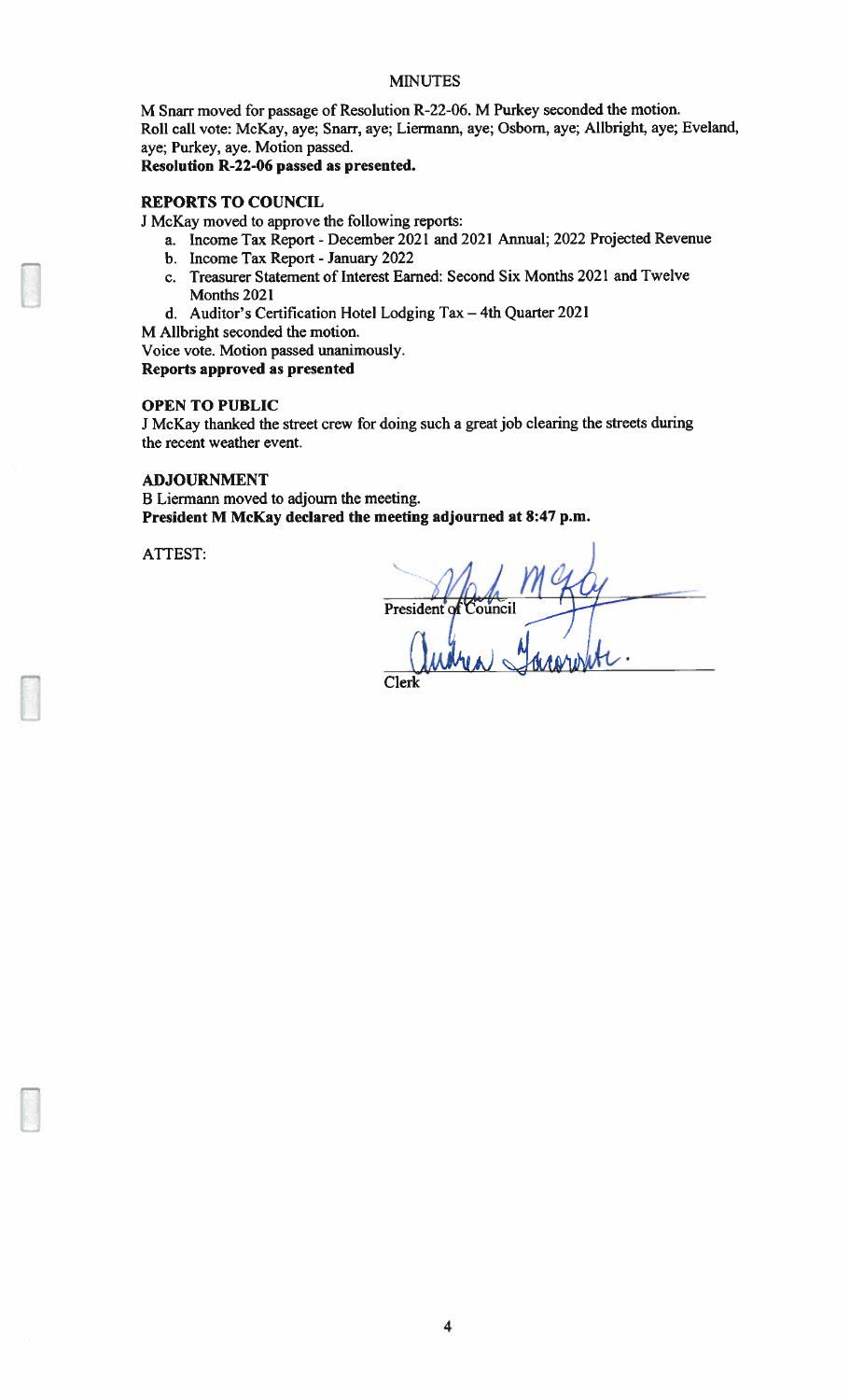MINUTES

M Snarr moved for passage of Resolution R-22-06. M Purkey seconded the motion.
Roll call vote: McKay, aye; Snarr, aye; Liermann, aye; Osborn, aye; Allbright, aye; Eveland, aye; Purkey, aye. Motion passed.
**Resolution R-22-06 passed as presented.**

**REPORTS TO COUNCIL**

J McKay moved to approve the following reports:

a. Income Tax Report - December 2021 and 2021 Annual; 2022 Projected Revenue
b. Income Tax Report - January 2022
c. Treasurer Statement of Interest Earned: Second Six Months 2021 and Twelve Months 2021
d. Auditor's Certification Hotel Lodging Tax – 4th Quarter 2021

M Allbright seconded the motion.
Voice vote. Motion passed unanimously.
**Reports approved as presented**

**OPEN TO PUBLIC**

J McKay thanked the street crew for doing such a great job clearing the streets during the recent weather event.

**ADJOURNMENT**

B Liermann moved to adjourn the meeting.
**President M McKay declared the meeting adjourned at 8:47 p.m.**

ATTEST:

President of Council

Clerk